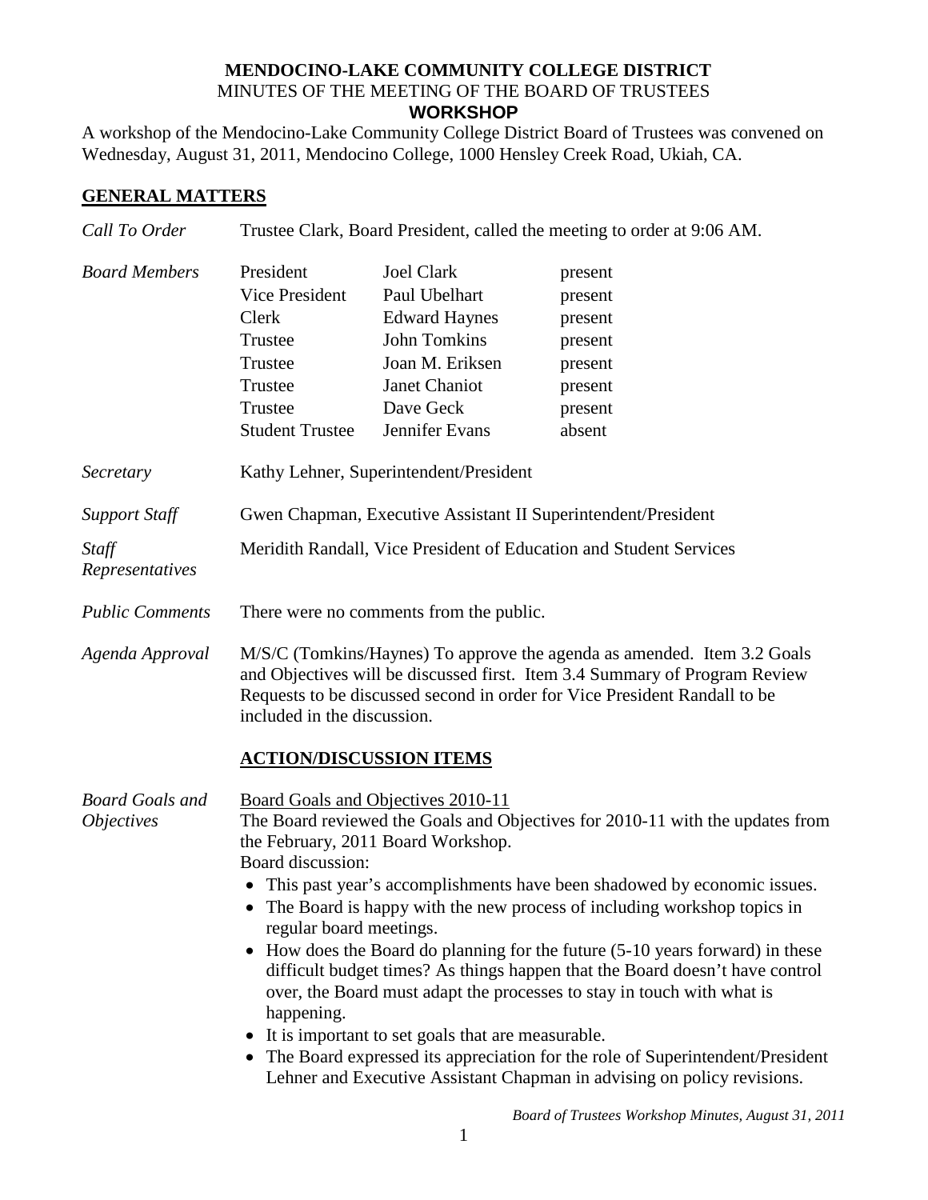**MENDOCINO-LAKE COMMUNITY COLLEGE DISTRICT**
MINUTES OF THE MEETING OF THE BOARD OF TRUSTEES
**WORKSHOP**

A workshop of the Mendocino-Lake Community College District Board of Trustees was convened on Wednesday, August 31, 2011, Mendocino College, 1000 Hensley Creek Road, Ukiah, CA.

## GENERAL MATTERS

*Call To Order* — Trustee Clark, Board President, called the meeting to order at 9:06 AM.

*Board Members*

| | | |
|---|---|---|
| President | Joel Clark | present |
| Vice President | Paul Ubelhart | present |
| Clerk | Edward Haynes | present |
| Trustee | John Tomkins | present |
| Trustee | Joan M. Eriksen | present |
| Trustee | Janet Chaniot | present |
| Trustee | Dave Geck | present |
| Student Trustee | Jennifer Evans | absent |

*Secretary* — Kathy Lehner, Superintendent/President

*Support Staff* — Gwen Chapman, Executive Assistant II Superintendent/President

*Staff Representatives* — Meridith Randall, Vice President of Education and Student Services

*Public Comments* — There were no comments from the public.

*Agenda Approval* — M/S/C (Tomkins/Haynes) To approve the agenda as amended. Item 3.2 Goals and Objectives will be discussed first. Item 3.4 Summary of Program Review Requests to be discussed second in order for Vice President Randall to be included in the discussion.

## ACTION/DISCUSSION ITEMS

*Board Goals and Objectives*

Board Goals and Objectives 2010-11

The Board reviewed the Goals and Objectives for 2010-11 with the updates from the February, 2011 Board Workshop.

Board discussion:

- This past year's accomplishments have been shadowed by economic issues.
- The Board is happy with the new process of including workshop topics in regular board meetings.
- How does the Board do planning for the future (5-10 years forward) in these difficult budget times? As things happen that the Board doesn't have control over, the Board must adapt the processes to stay in touch with what is happening.
- It is important to set goals that are measurable.
- The Board expressed its appreciation for the role of Superintendent/President Lehner and Executive Assistant Chapman in advising on policy revisions.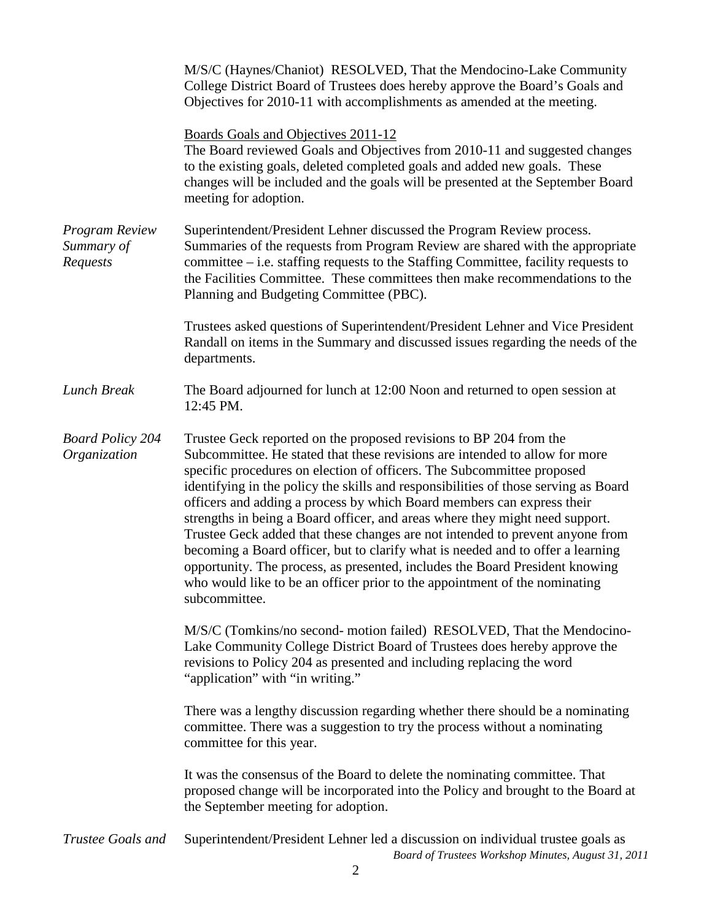M/S/C (Haynes/Chaniot) RESOLVED, That the Mendocino-Lake Community College District Board of Trustees does hereby approve the Board's Goals and Objectives for 2010-11 with accomplishments as amended at the meeting.

Boards Goals and Objectives 2011-12

The Board reviewed Goals and Objectives from 2010-11 and suggested changes to the existing goals, deleted completed goals and added new goals. These changes will be included and the goals will be presented at the September Board meeting for adoption.

*Program Review Summary of Requests*

Superintendent/President Lehner discussed the Program Review process. Summaries of the requests from Program Review are shared with the appropriate committee – i.e. staffing requests to the Staffing Committee, facility requests to the Facilities Committee. These committees then make recommendations to the Planning and Budgeting Committee (PBC).

Trustees asked questions of Superintendent/President Lehner and Vice President Randall on items in the Summary and discussed issues regarding the needs of the departments.

*Lunch Break*

The Board adjourned for lunch at 12:00 Noon and returned to open session at 12:45 PM.

*Board Policy 204 Organization*

Trustee Geck reported on the proposed revisions to BP 204 from the Subcommittee. He stated that these revisions are intended to allow for more specific procedures on election of officers. The Subcommittee proposed identifying in the policy the skills and responsibilities of those serving as Board officers and adding a process by which Board members can express their strengths in being a Board officer, and areas where they might need support. Trustee Geck added that these changes are not intended to prevent anyone from becoming a Board officer, but to clarify what is needed and to offer a learning opportunity. The process, as presented, includes the Board President knowing who would like to be an officer prior to the appointment of the nominating subcommittee.

M/S/C (Tomkins/no second- motion failed) RESOLVED, That the Mendocino-Lake Community College District Board of Trustees does hereby approve the revisions to Policy 204 as presented and including replacing the word "application" with "in writing."

There was a lengthy discussion regarding whether there should be a nominating committee. There was a suggestion to try the process without a nominating committee for this year.

It was the consensus of the Board to delete the nominating committee. That proposed change will be incorporated into the Policy and brought to the Board at the September meeting for adoption.

*Trustee Goals and*

Superintendent/President Lehner led a discussion on individual trustee goals as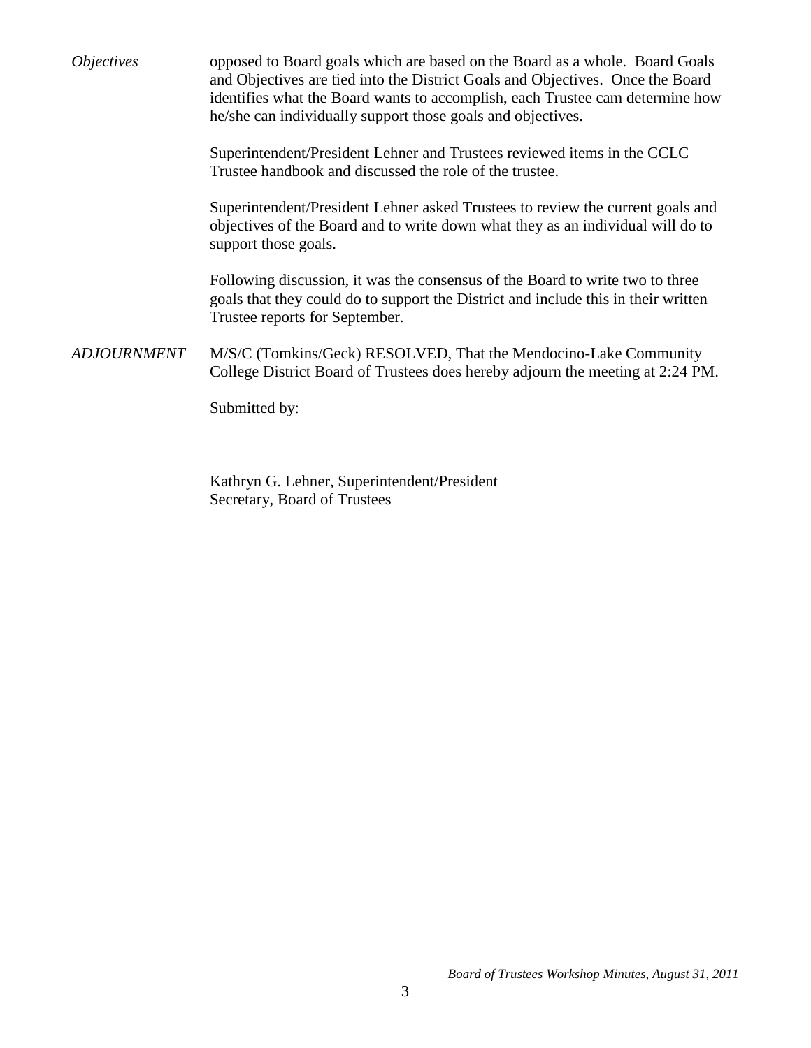*Objectives* opposed to Board goals which are based on the Board as a whole. Board Goals and Objectives are tied into the District Goals and Objectives. Once the Board identifies what the Board wants to accomplish, each Trustee cam determine how he/she can individually support those goals and objectives.

Superintendent/President Lehner and Trustees reviewed items in the CCLC Trustee handbook and discussed the role of the trustee.

Superintendent/President Lehner asked Trustees to review the current goals and objectives of the Board and to write down what they as an individual will do to support those goals.

Following discussion, it was the consensus of the Board to write two to three goals that they could do to support the District and include this in their written Trustee reports for September.

*ADJOURNMENT* M/S/C (Tomkins/Geck) RESOLVED, That the Mendocino-Lake Community College District Board of Trustees does hereby adjourn the meeting at 2:24 PM.

Submitted by:

Kathryn G. Lehner, Superintendent/President
Secretary, Board of Trustees